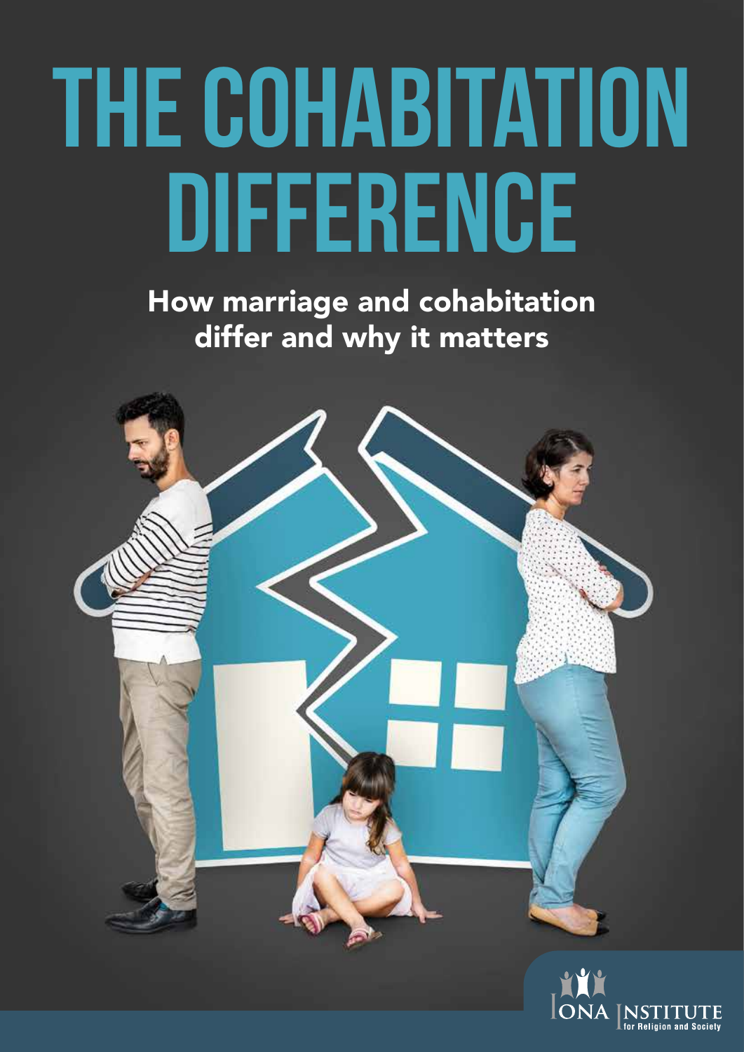# THE COHABITATION DIFFERENCE

## How marriage and cohabitation differ and why it matters

IONA INSTITUTE for Religion and Society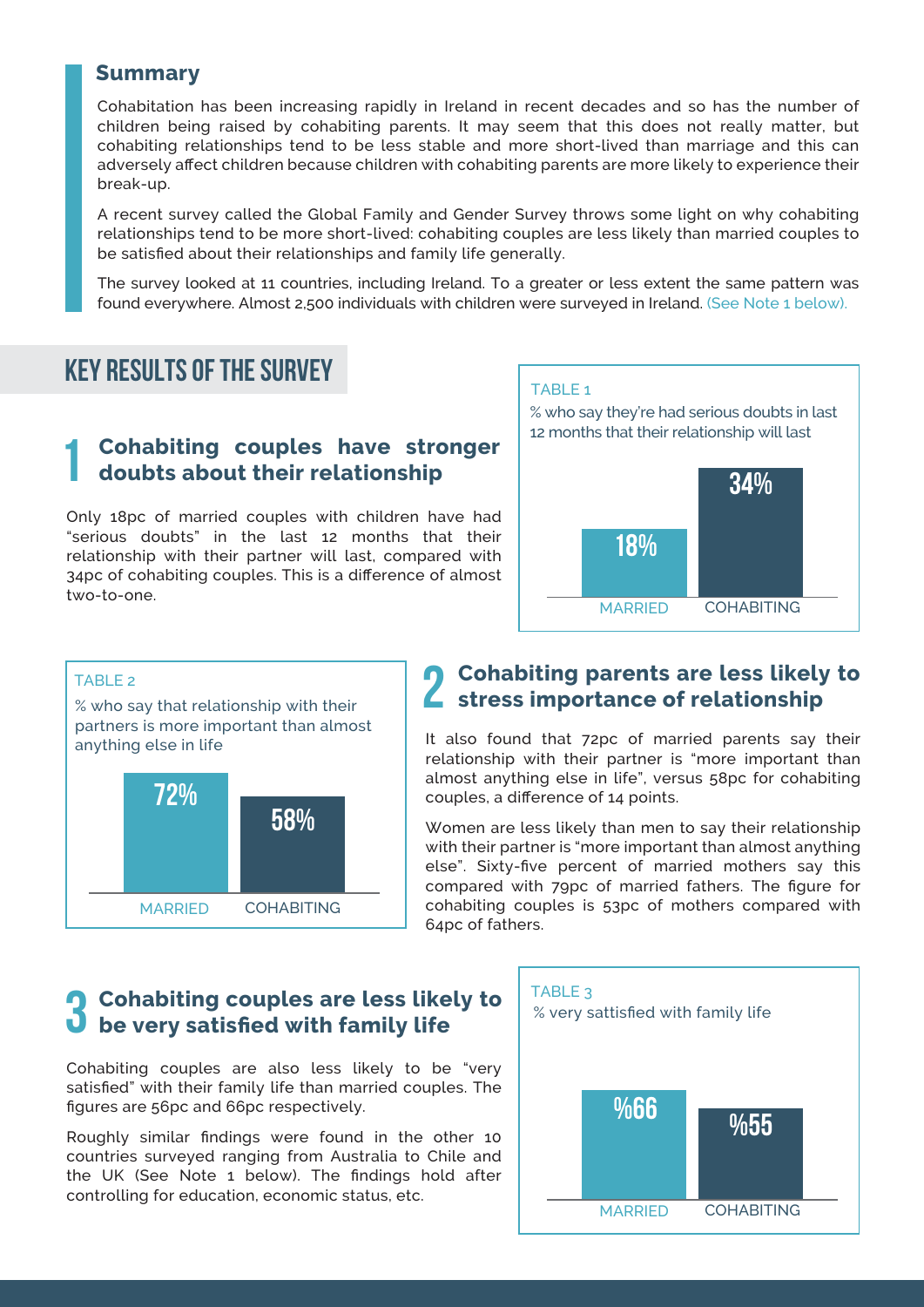## Summary

Cohabitation has been increasing rapidly in Ireland in recent decades and so has the number of children being raised by cohabiting parents. It may seem that this does not really matter, but cohabiting relationships tend to be less stable and more short-lived than marriage and this can adversely affect children because children with cohabiting parents are more likely to experience their break-up.

A recent survey called the Global Family and Gender Survey throws some light on why cohabiting relationships tend to be more short-lived: cohabiting couples are less likely than married couples to be satisfied about their relationships and family life generally.

The survey looked at 11 countries, including Ireland. To a greater or less extent the same pattern was found everywhere. Almost 2,500 individuals with children were surveyed in Ireland. (See Note 1 below).

# KEY RESULTS OF THE SURVEY

### 1 Cohabiting couples have stronger doubts about their relationship

Only 18pc of married couples with children have had "serious doubts" in the last 12 months that their relationship with their partner will last, compared with 34pc of cohabiting couples. This is a difference of almost two-to-one.

TABLE 1

% who say they're had serious doubts in last 12 months that their relationship will last

| MARRIED | COHABITING |
|---|---|
| 18% | 34% |

TABLE 2

% who say that relationship with their partners is more important than almost anything else in life

| MARRIED | COHABITING |
|---|---|
| 72% | 58% |

### 2 Cohabiting parents are less likely to stress importance of relationship

It also found that 72pc of married parents say their relationship with their partner is "more important than almost anything else in life", versus 58pc for cohabiting couples, a difference of 14 points.

Women are less likely than men to say their relationship with their partner is "more important than almost anything else". Sixty-five percent of married mothers say this compared with 79pc of married fathers. The figure for cohabiting couples is 53pc of mothers compared with 64pc of fathers.

### 3 Cohabiting couples are less likely to be very satisfied with family life

Cohabiting couples are also less likely to be "very satisfied" with their family life than married couples. The figures are 56pc and 66pc respectively.

Roughly similar findings were found in the other 10 countries surveyed ranging from Australia to Chile and the UK (See Note 1 below). The findings hold after controlling for education, economic status, etc.

TABLE 3

% very sattisfied with family life

| MARRIED | COHABITING |
|---|---|
| %66 | %55 |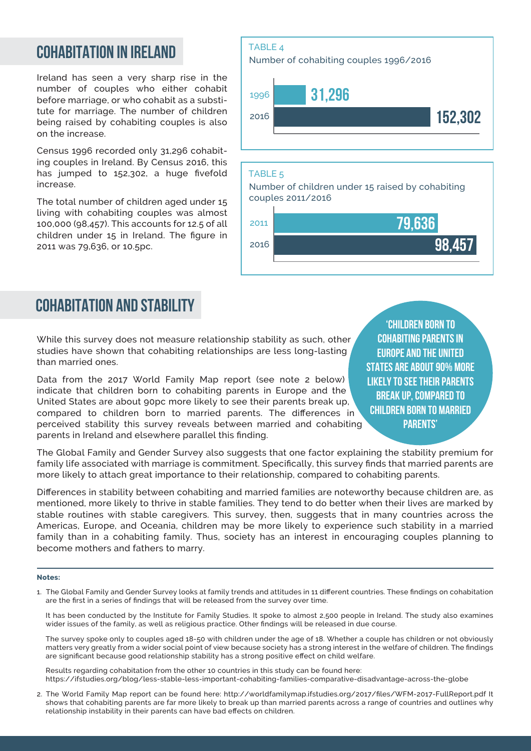## COHABITATION IN IRELAND

Ireland has seen a very sharp rise in the number of couples who either cohabit before marriage, or who cohabit as a substitute for marriage. The number of children being raised by cohabiting couples is also on the increase.

Census 1996 recorded only 31,296 cohabiting couples in Ireland. By Census 2016, this has jumped to 152,302, a huge fivefold increase.

The total number of children aged under 15 living with cohabiting couples was almost 100,000 (98,457). This accounts for 12.5 of all children under 15 in Ireland. The figure in 2011 was 79,636, or 10.5pc.

TABLE 4

Number of cohabiting couples 1996/2016

| Year | Number |
|---|---|
| 1996 | 31,296 |
| 2016 | 152,302 |

TABLE 5

Number of children under 15 raised by cohabiting couples 2011/2016

| Year | Number |
|---|---|
| 2011 | 79,636 |
| 2016 | 98,457 |

## COHABITATION AND STABILITY

While this survey does not measure relationship stability as such, other studies have shown that cohabiting relationships are less long-lasting than married ones.

Data from the 2017 World Family Map report (see note 2 below) indicate that children born to cohabiting parents in Europe and the United States are about 90pc more likely to see their parents break up, compared to children born to married parents. The differences in perceived stability this survey reveals between married and cohabiting parents in Ireland and elsewhere parallel this finding.

> 'CHILDREN BORN TO COHABITING PARENTS IN EUROPE AND THE UNITED STATES ARE ABOUT 90% MORE LIKELY TO SEE THEIR PARENTS BREAK UP, COMPARED TO CHILDREN BORN TO MARRIED PARENTS'

The Global Family and Gender Survey also suggests that one factor explaining the stability premium for family life associated with marriage is commitment. Specifically, this survey finds that married parents are more likely to attach great importance to their relationship, compared to cohabiting parents.

Differences in stability between cohabiting and married families are noteworthy because children are, as mentioned, more likely to thrive in stable families. They tend to do better when their lives are marked by stable routines with stable caregivers. This survey, then, suggests that in many countries across the Americas, Europe, and Oceania, children may be more likely to experience such stability in a married family than in a cohabiting family. Thus, society has an interest in encouraging couples planning to become mothers and fathers to marry.

**Notes:**

1. The Global Family and Gender Survey looks at family trends and attitudes in 11 different countries. These findings on cohabitation are the first in a series of findings that will be released from the survey over time.

   It has been conducted by the Institute for Family Studies. It spoke to almost 2,500 people in Ireland. The study also examines wider issues of the family, as well as religious practice. Other findings will be released in due course.

   The survey spoke only to couples aged 18-50 with children under the age of 18. Whether a couple has children or not obviously matters very greatly from a wider social point of view because society has a strong interest in the welfare of children. The findings are significant because good relationship stability has a strong positive effect on child welfare.

   Results regarding cohabitation from the other 10 countries in this study can be found here:
   https://ifstudies.org/blog/less-stable-less-important-cohabiting-families-comparative-disadvantage-across-the-globe

2. The World Family Map report can be found here: http://worldfamilymap.ifstudies.org/2017/files/WFM-2017-FullReport.pdf It shows that cohabiting parents are far more likely to break up than married parents across a range of countries and outlines why relationship instability in their parents can have bad effects on children.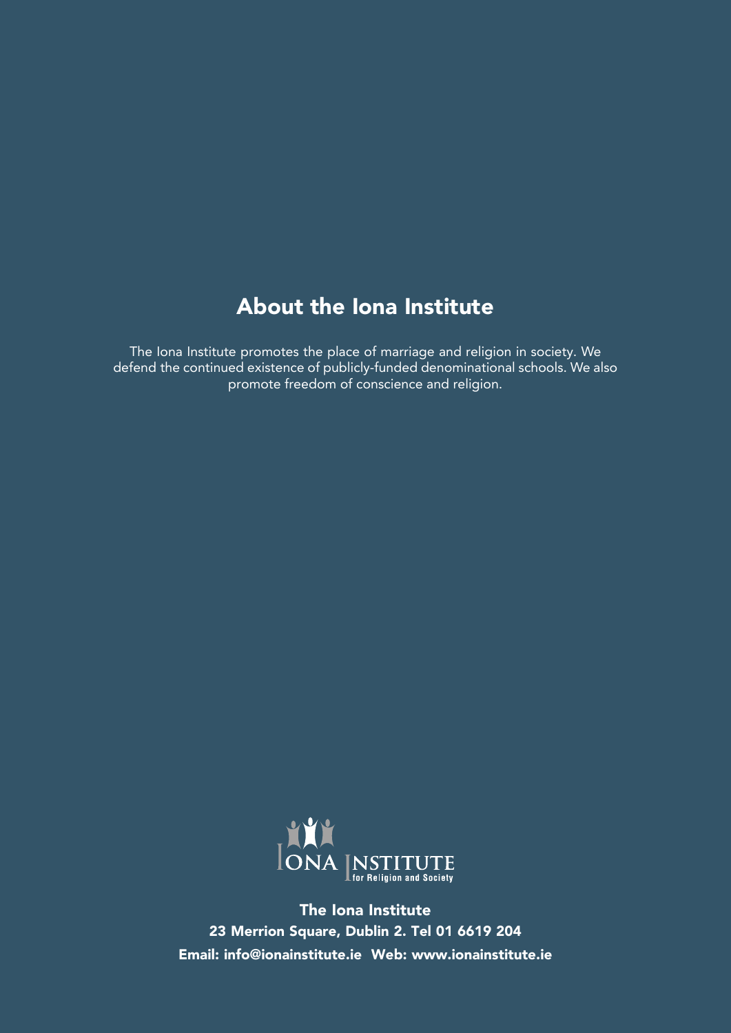## About the Iona Institute

The Iona Institute promotes the place of marriage and religion in society. We defend the continued existence of publicly-funded denominational schools. We also promote freedom of conscience and religion.

IONA INSTITUTE for Religion and Society

**The Iona Institute**
**23 Merrion Square, Dublin 2. Tel 01 6619 204**
**Email: info@ionainstitute.ie Web: www.ionainstitute.ie**